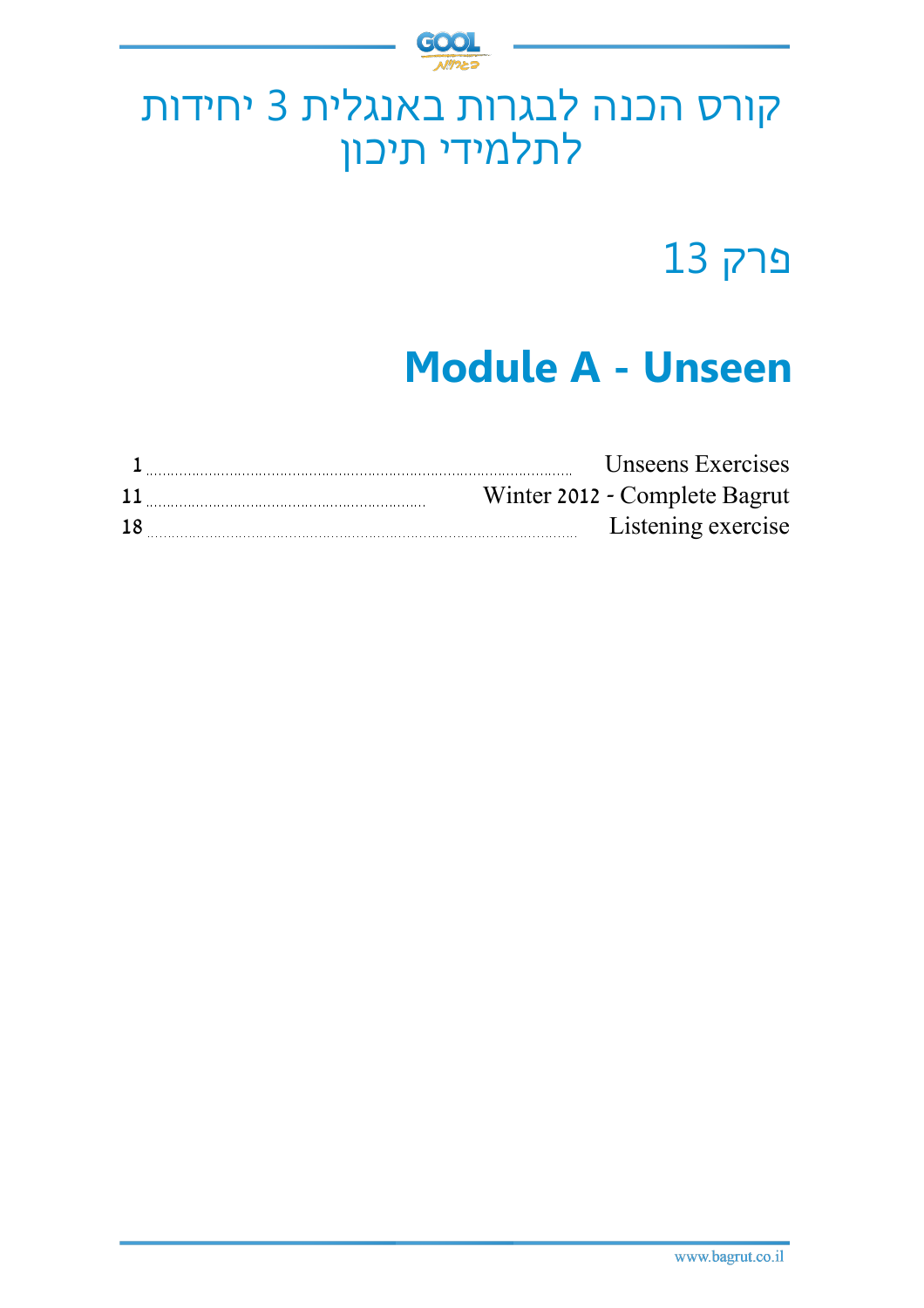# קורס הכנה לבגרות באנגלית 3 יחידות לתלמידי תיכון

## פרק 13

# Module A - Unseen

| | |
|---|---|
| Unseens Exercises | 1 |
| Winter 2012 - Complete Bagrut | 11 |
| Listening exercise | 18 |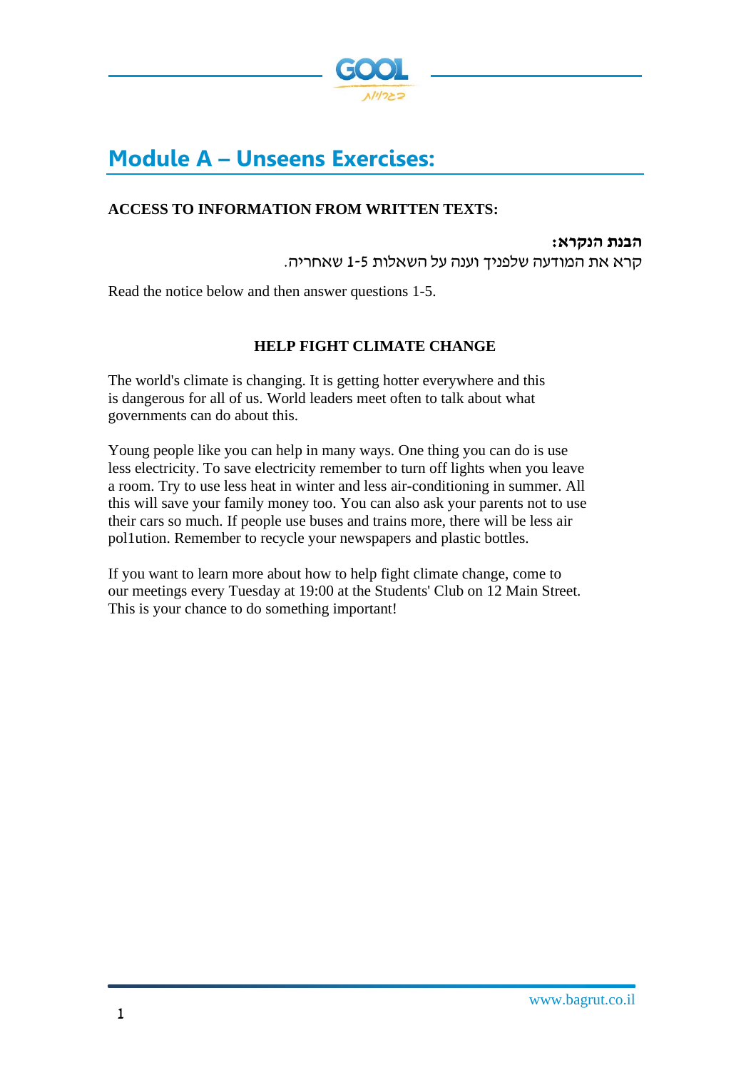# Module A – Unseens Exercises:

**ACCESS TO INFORMATION FROM WRITTEN TEXTS:**

**הבנת הנקרא:**

קרא את המודעה שלפניך וענה על השאלות 1-5 שאחריה.

Read the notice below and then answer questions 1-5.

**HELP FIGHT CLIMATE CHANGE**

The world's climate is changing. It is getting hotter everywhere and this is dangerous for all of us. World leaders meet often to talk about what governments can do about this.

Young people like you can help in many ways. One thing you can do is use less electricity. To save electricity remember to turn off lights when you leave a room. Try to use less heat in winter and less air-conditioning in summer. All this will save your family money too. You can also ask your parents not to use their cars so much. If people use buses and trains more, there will be less air pol1ution. Remember to recycle your newspapers and plastic bottles.

If you want to learn more about how to help fight climate change, come to our meetings every Tuesday at 19:00 at the Students' Club on 12 Main Street. This is your chance to do something important!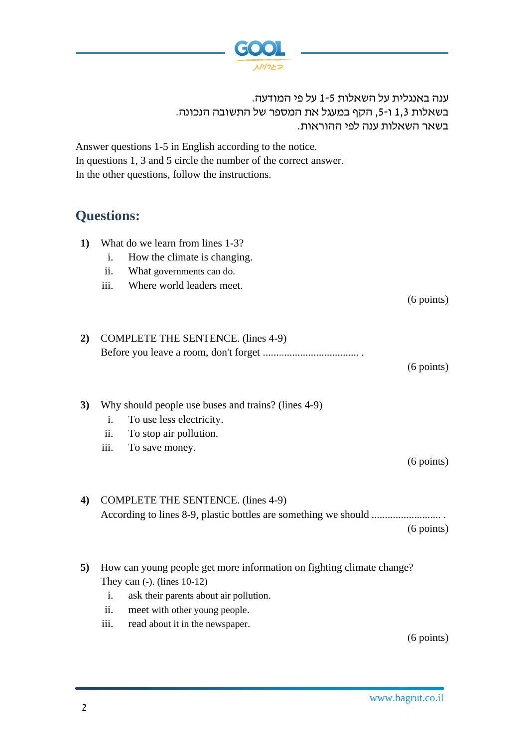ענה באנגלית על השאלות 1-5 על פי המודעה.
בשאלות 1,3 ו-5, הקף במעגל את המספר של התשובה הנכונה.
בשאר השאלות ענה לפי ההוראות.

Answer questions 1-5 in English according to the notice.
In questions 1, 3 and 5 circle the number of the correct answer.
In the other questions, follow the instructions.

## Questions:

**1)** What do we learn from lines 1-3?

i. How the climate is changing.
ii. What governments can do.
iii. Where world leaders meet.

(6 points)

**2)** COMPLETE THE SENTENCE. (lines 4-9)
Before you leave a room, don't forget .................................... .

(6 points)

**3)** Why should people use buses and trains? (lines 4-9)

i. To use less electricity.
ii. To stop air pollution.
iii. To save money.

(6 points)

**4)** COMPLETE THE SENTENCE. (lines 4-9)
According to lines 8-9, plastic bottles are something we should .......................... .

(6 points)

**5)** How can young people get more information on fighting climate change?
They can (-). (lines 10-12)

i. ask their parents about air pollution.
ii. meet with other young people.
iii. read about it in the newspaper.

(6 points)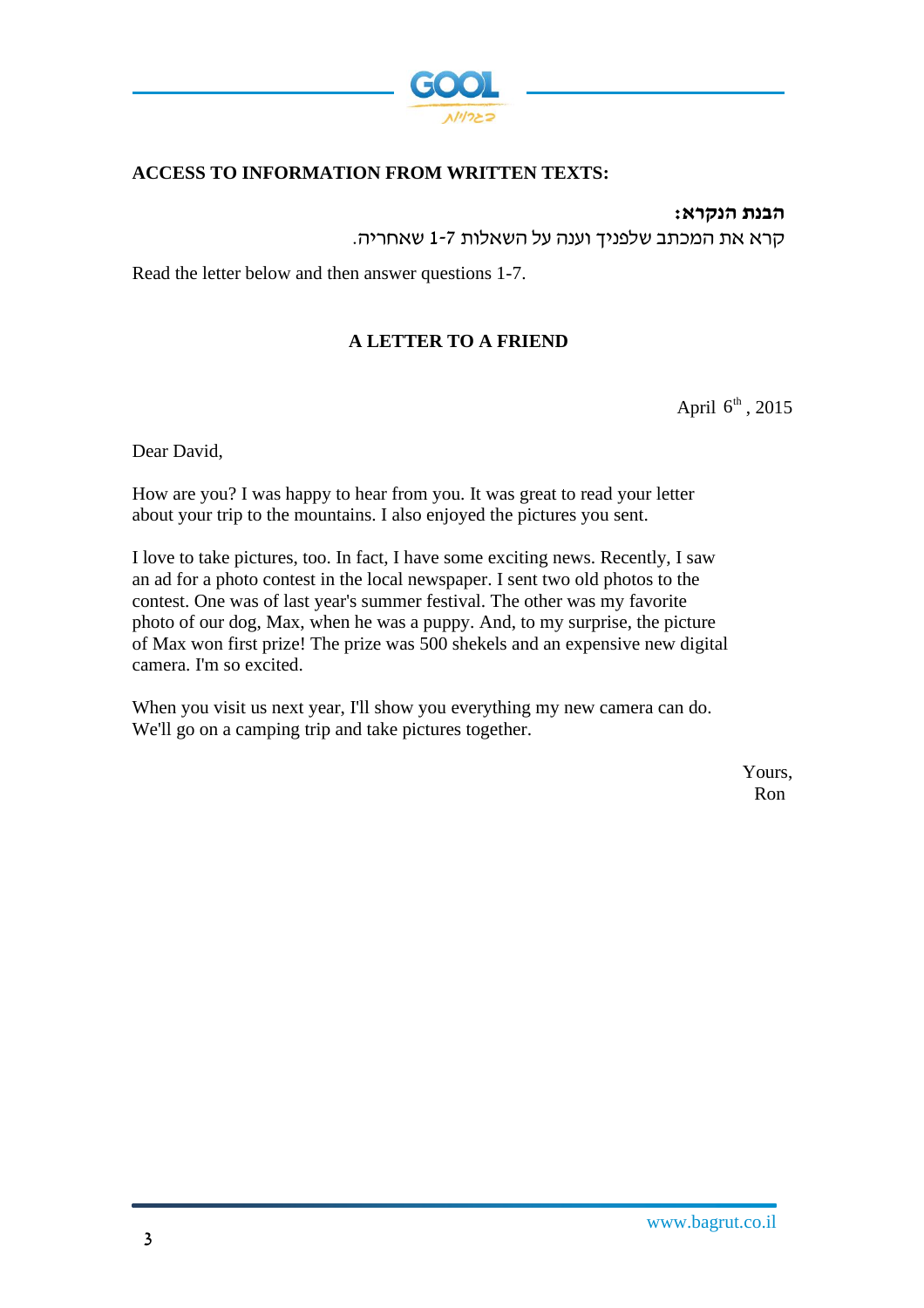**ACCESS TO INFORMATION FROM WRITTEN TEXTS:**

**הבנת הנקרא:**

קרא את המכתב שלפניך וענה על השאלות 1-7 שאחריה.

Read the letter below and then answer questions 1-7.

## A LETTER TO A FRIEND

April 6th, 2015

Dear David,

How are you? I was happy to hear from you. It was great to read your letter about your trip to the mountains. I also enjoyed the pictures you sent.

I love to take pictures, too. In fact, I have some exciting news. Recently, I saw an ad for a photo contest in the local newspaper. I sent two old photos to the contest. One was of last year's summer festival. The other was my favorite photo of our dog, Max, when he was a puppy. And, to my surprise, the picture of Max won first prize! The prize was 500 shekels and an expensive new digital camera. I'm so excited.

When you visit us next year, I'll show you everything my new camera can do. We'll go on a camping trip and take pictures together.

Yours,
Ron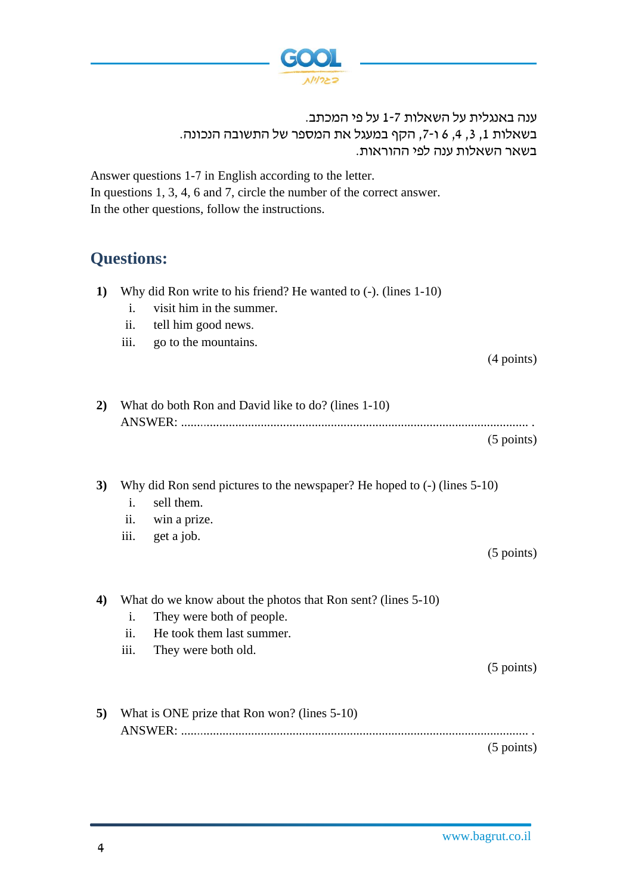ענה באנגלית על השאלות 1-7 על פי המכתב.
בשאלות 1, 3, 4, 6 ו-7, הקף במעגל את המספר של התשובה הנכונה.
בשאר השאלות ענה לפי ההוראות.

Answer questions 1-7 in English according to the letter.
In questions 1, 3, 4, 6 and 7, circle the number of the correct answer.
In the other questions, follow the instructions.

## Questions:

**1)** Why did Ron write to his friend? He wanted to (-). (lines 1-10)

i. visit him in the summer.
ii. tell him good news.
iii. go to the mountains.

(4 points)

**2)** What do both Ron and David like to do? (lines 1-10)
ANSWER: ............................................................................................................ .

(5 points)

**3)** Why did Ron send pictures to the newspaper? He hoped to (-) (lines 5-10)

i. sell them.
ii. win a prize.
iii. get a job.

(5 points)

**4)** What do we know about the photos that Ron sent? (lines 5-10)

i. They were both of people.
ii. He took them last summer.
iii. They were both old.

(5 points)

**5)** What is ONE prize that Ron won? (lines 5-10)
ANSWER: ............................................................................................................ .

(5 points)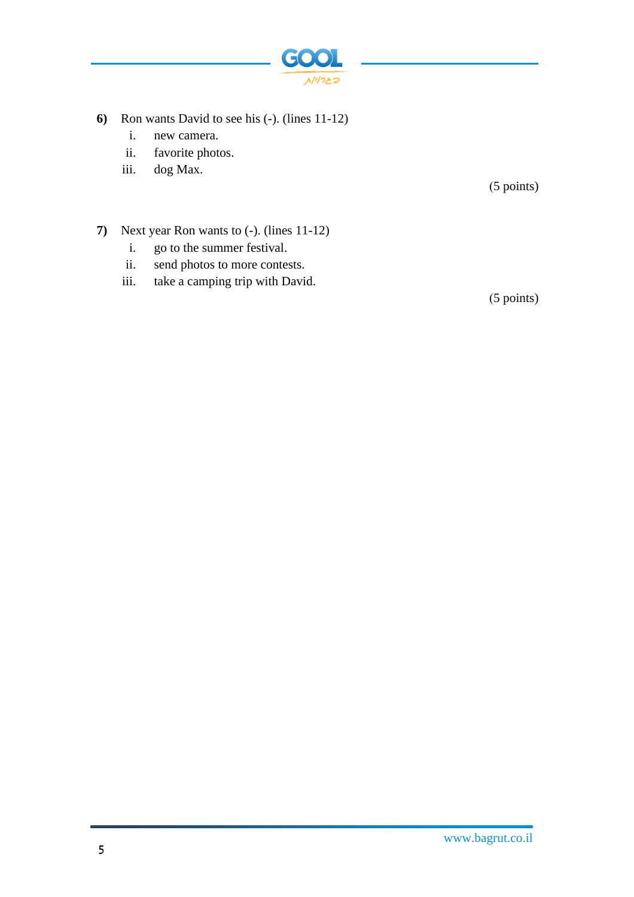**6)** Ron wants David to see his (-). (lines 11-12)

i. new camera.
ii. favorite photos.
iii. dog Max.

(5 points)

**7)** Next year Ron wants to (-). (lines 11-12)

i. go to the summer festival.
ii. send photos to more contests.
iii. take a camping trip with David.

(5 points)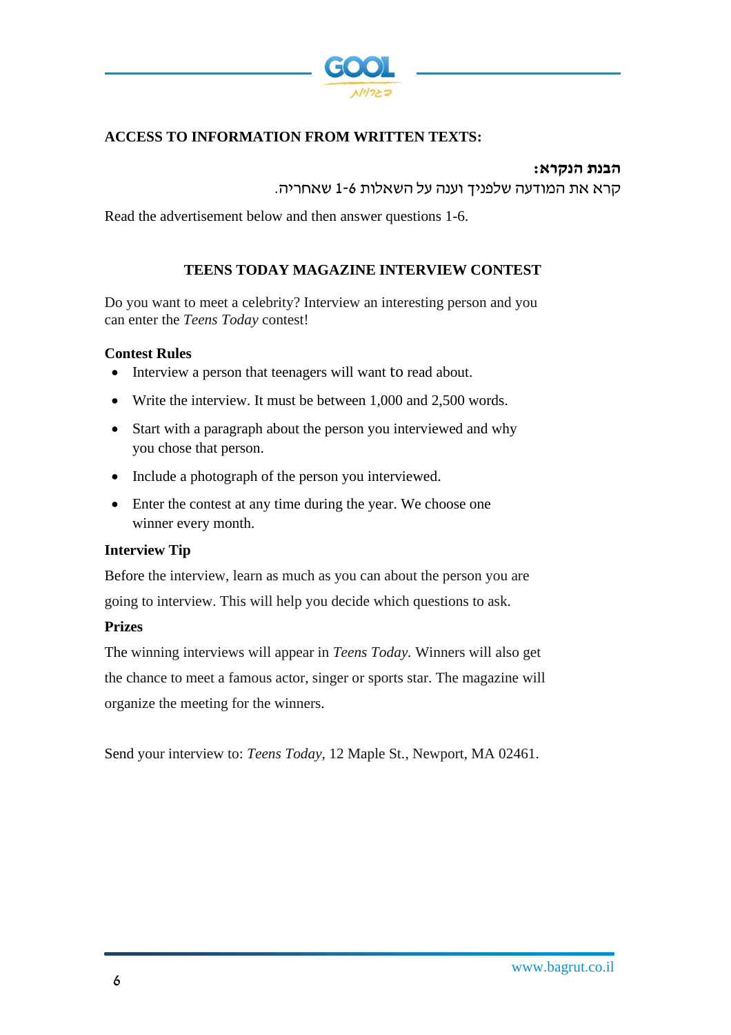## ACCESS TO INFORMATION FROM WRITTEN TEXTS:

**הבנת הנקרא:**

קרא את המודעה שלפניך וענה על השאלות 1-6 שאחריה.

Read the advertisement below and then answer questions 1-6.

### TEENS TODAY MAGAZINE INTERVIEW CONTEST

Do you want to meet a celebrity? Interview an interesting person and you can enter the *Teens Today* contest!

**Contest Rules**

- Interview a person that teenagers will want to read about.
- Write the interview. It must be between 1,000 and 2,500 words.
- Start with a paragraph about the person you interviewed and why you chose that person.
- Include a photograph of the person you interviewed.
- Enter the contest at any time during the year. We choose one winner every month.

**Interview Tip**

Before the interview, learn as much as you can about the person you are going to interview. This will help you decide which questions to ask.

**Prizes**

The winning interviews will appear in *Teens Today*. Winners will also get the chance to meet a famous actor, singer or sports star. The magazine will organize the meeting for the winners.

Send your interview to: *Teens Today*, 12 Maple St., Newport, MA 02461.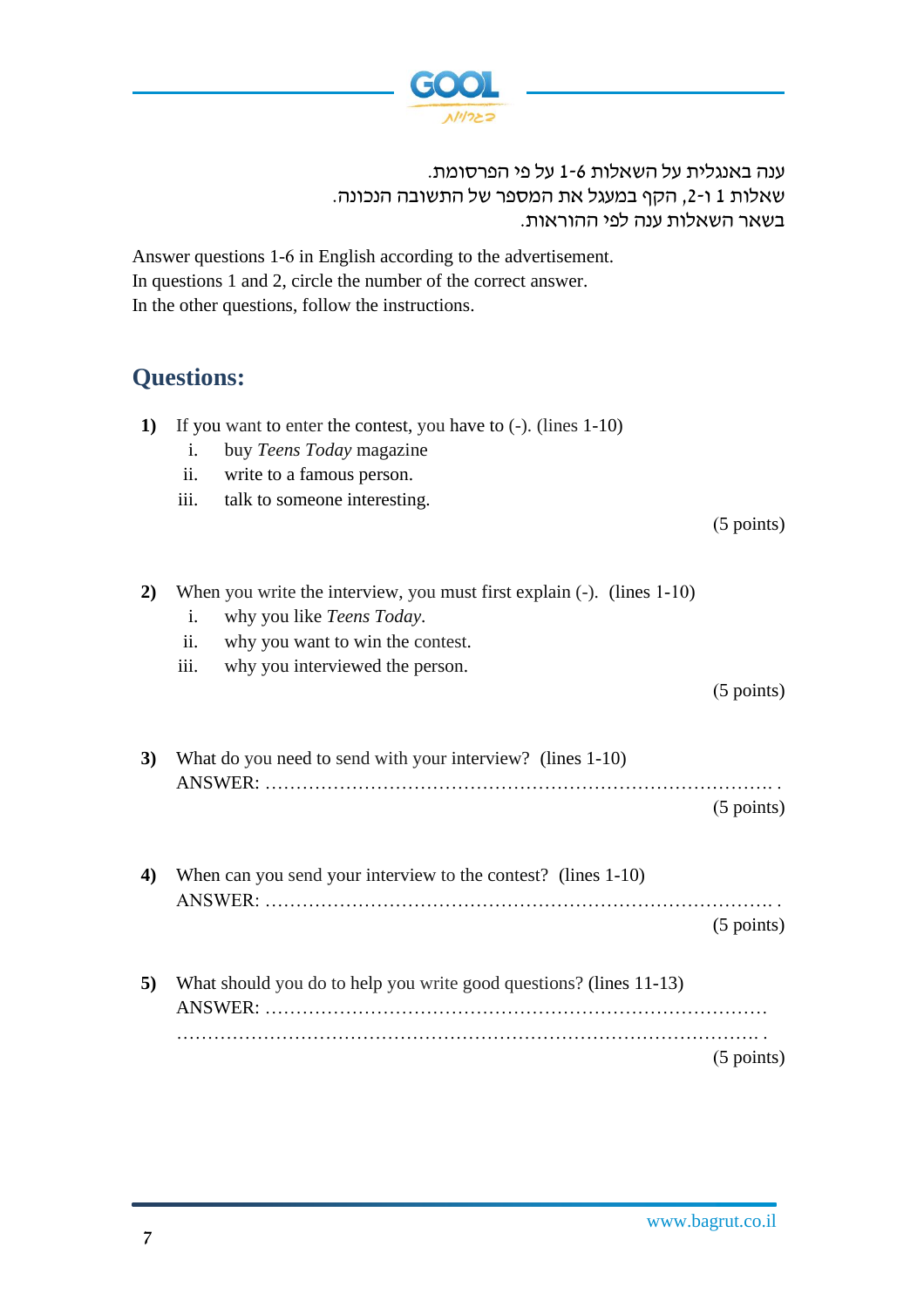ענה באנגלית על השאלות 1-6 על פי הפרסומת.
שאלות 1 ו-2, הקף במעגל את המספר של התשובה הנכונה.
בשאר השאלות ענה לפי ההוראות.

Answer questions 1-6 in English according to the advertisement.
In questions 1 and 2, circle the number of the correct answer.
In the other questions, follow the instructions.

## Questions:

**1)** If you want to enter the contest, you have to (-). (lines 1-10)

i. buy *Teens Today* magazine
ii. write to a famous person.
iii. talk to someone interesting.

(5 points)

**2)** When you write the interview, you must first explain (-). (lines 1-10)

i. why you like *Teens Today*.
ii. why you want to win the contest.
iii. why you interviewed the person.

(5 points)

**3)** What do you need to send with your interview? (lines 1-10)
ANSWER: ………………………………………………………………………. .

(5 points)

**4)** When can you send your interview to the contest? (lines 1-10)
ANSWER: ………………………………………………………………………. .

(5 points)

**5)** What should you do to help you write good questions? (lines 11-13)
ANSWER: ………………………………………………………………………
…………………………………………………………………………………. .

(5 points)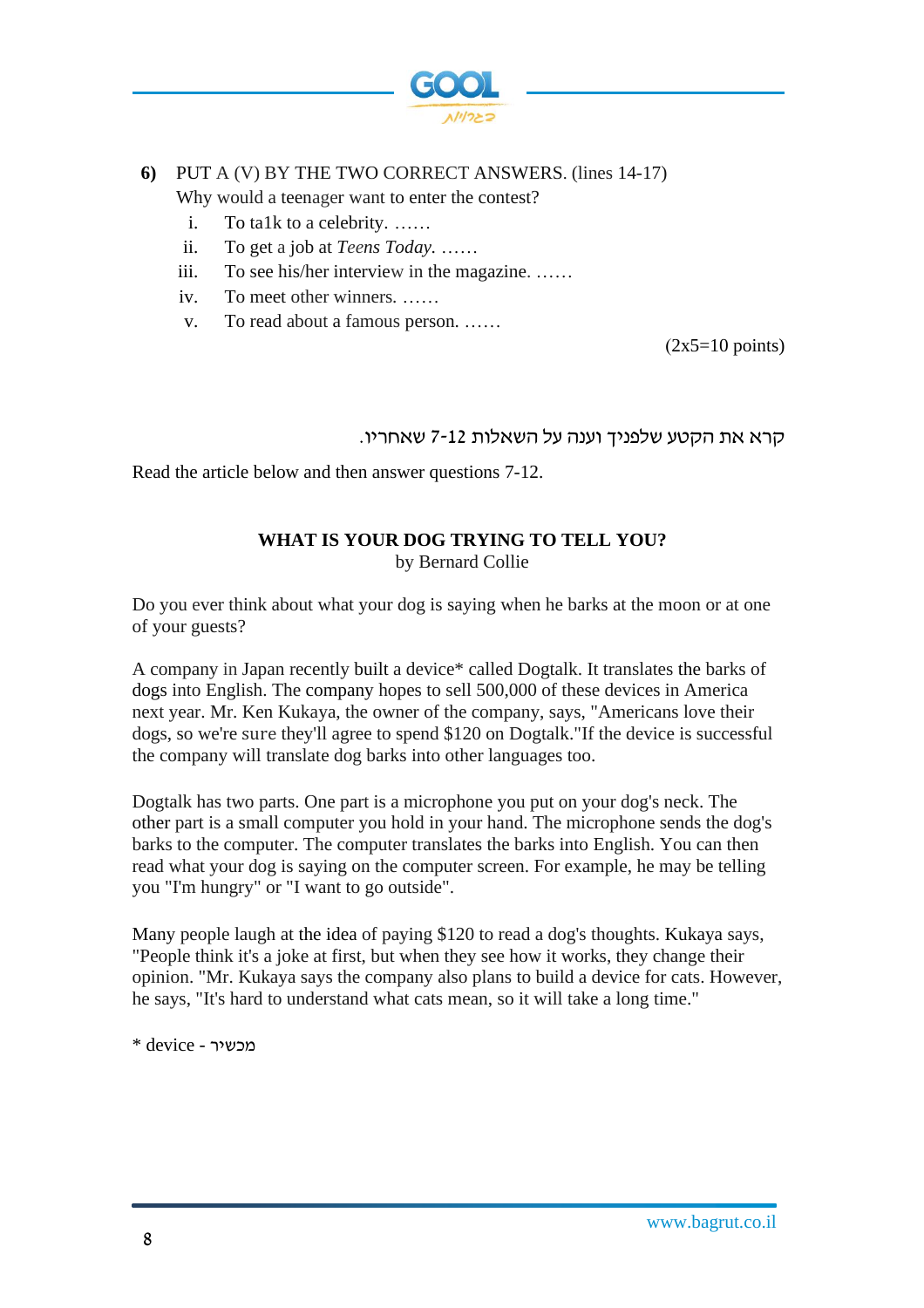**6)** PUT A (V) BY THE TWO CORRECT ANSWERS. (lines 14-17)
Why would a teenager want to enter the contest?

i. To ta1k to a celebrity. ……
ii. To get a job at *Teens Today.* ……
iii. To see his/her interview in the magazine. ……
iv. To meet other winners. ……
v. To read about a famous person. ……

(2x5=10 points)

קרא את הקטע שלפניך וענה על השאלות 7-12 שאחריו.

Read the article below and then answer questions 7-12.

**WHAT IS YOUR DOG TRYING TO TELL YOU?**
by Bernard Collie

Do you ever think about what your dog is saying when he barks at the moon or at one of your guests?

A company in Japan recently built a device* called Dogtalk. It translates the barks of dogs into English. The company hopes to sell 500,000 of these devices in America next year. Mr. Ken Kukaya, the owner of the company, says, "Americans love their dogs, so we're sure they'll agree to spend $120 on Dogtalk."If the device is successful the company will translate dog barks into other languages too.

Dogtalk has two parts. One part is a microphone you put on your dog's neck. The other part is a small computer you hold in your hand. The microphone sends the dog's barks to the computer. The computer translates the barks into English. You can then read what your dog is saying on the computer screen. For example, he may be telling you "I'm hungry" or "I want to go outside".

Many people laugh at the idea of paying $120 to read a dog's thoughts. Kukaya says, "People think it's a joke at first, but when they see how it works, they change their opinion. "Mr. Kukaya says the company also plans to build a device for cats. However, he says, "It's hard to understand what cats mean, so it will take a long time."

* device - מכשיר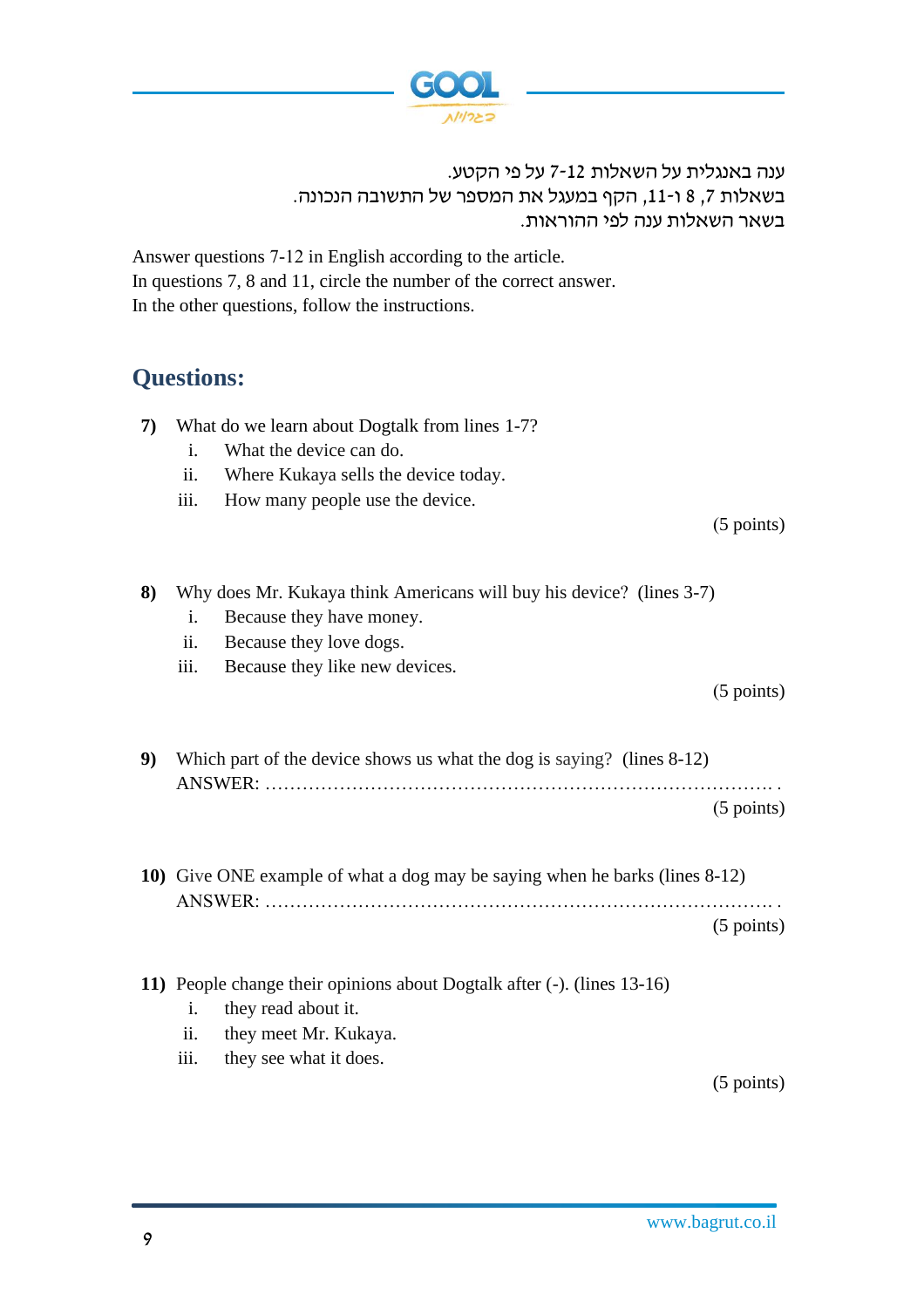ענה באנגלית על השאלות 7-12 על פי הקטע.
בשאלות 7, 8 ו-11, הקף במעגל את המספר של התשובה הנכונה.
בשאר השאלות ענה לפי ההוראות.

Answer questions 7-12 in English according to the article.
In questions 7, 8 and 11, circle the number of the correct answer.
In the other questions, follow the instructions.

## Questions:

**7)** What do we learn about Dogtalk from lines 1-7?

i. What the device can do.
ii. Where Kukaya sells the device today.
iii. How many people use the device.

(5 points)

**8)** Why does Mr. Kukaya think Americans will buy his device? (lines 3-7)

i. Because they have money.
ii. Because they love dogs.
iii. Because they like new devices.

(5 points)

**9)** Which part of the device shows us what the dog is saying? (lines 8-12)

ANSWER: ………………………………………………………………………… .

(5 points)

**10)** Give ONE example of what a dog may be saying when he barks (lines 8-12)

ANSWER: ………………………………………………………………………… .

(5 points)

**11)** People change their opinions about Dogtalk after (-). (lines 13-16)

i. they read about it.
ii. they meet Mr. Kukaya.
iii. they see what it does.

(5 points)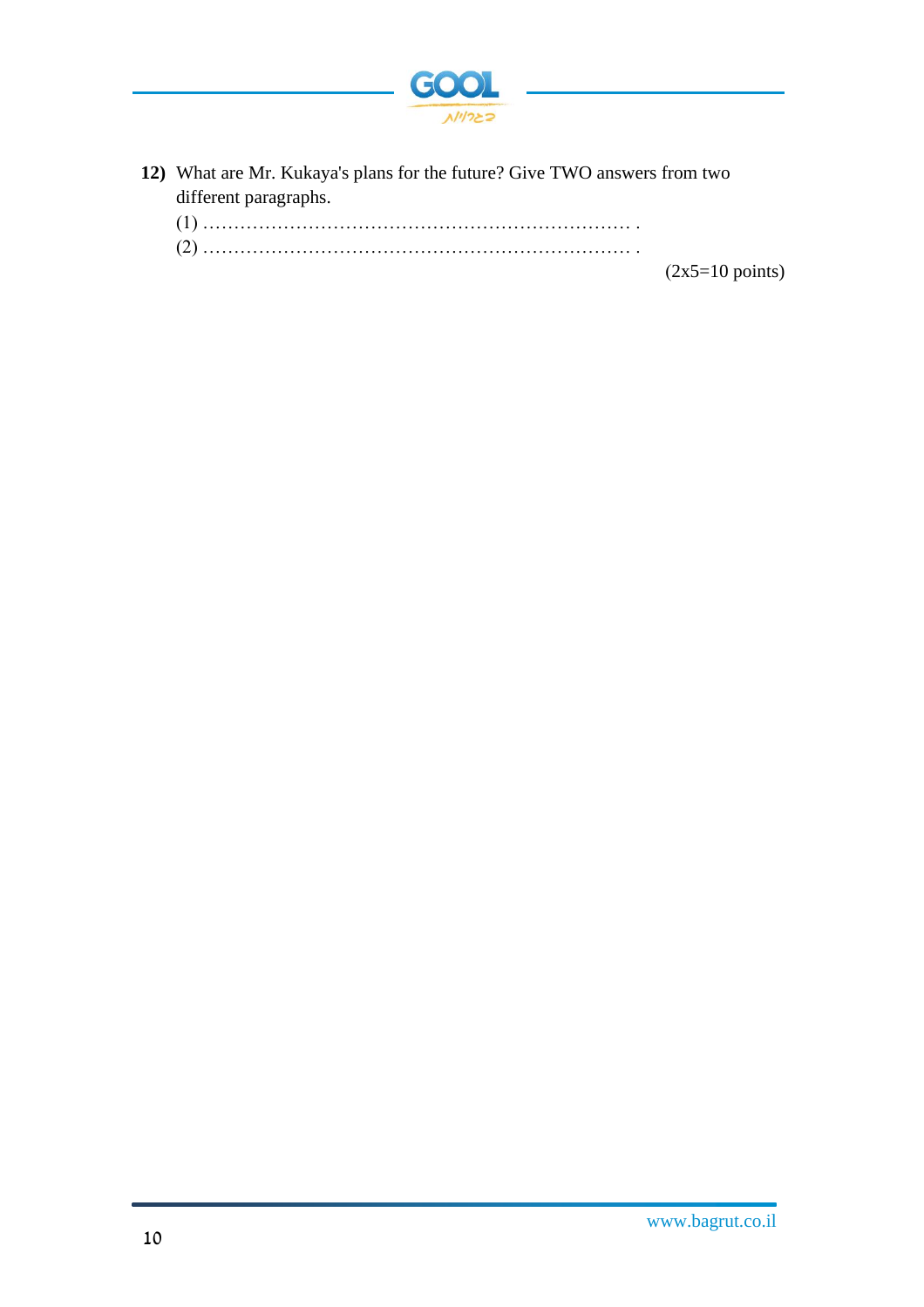**12)** What are Mr. Kukaya's plans for the future? Give TWO answers from two different paragraphs.

(1) ……………………………………………………………… .

(2) ……………………………………………………………… .

(2x5=10 points)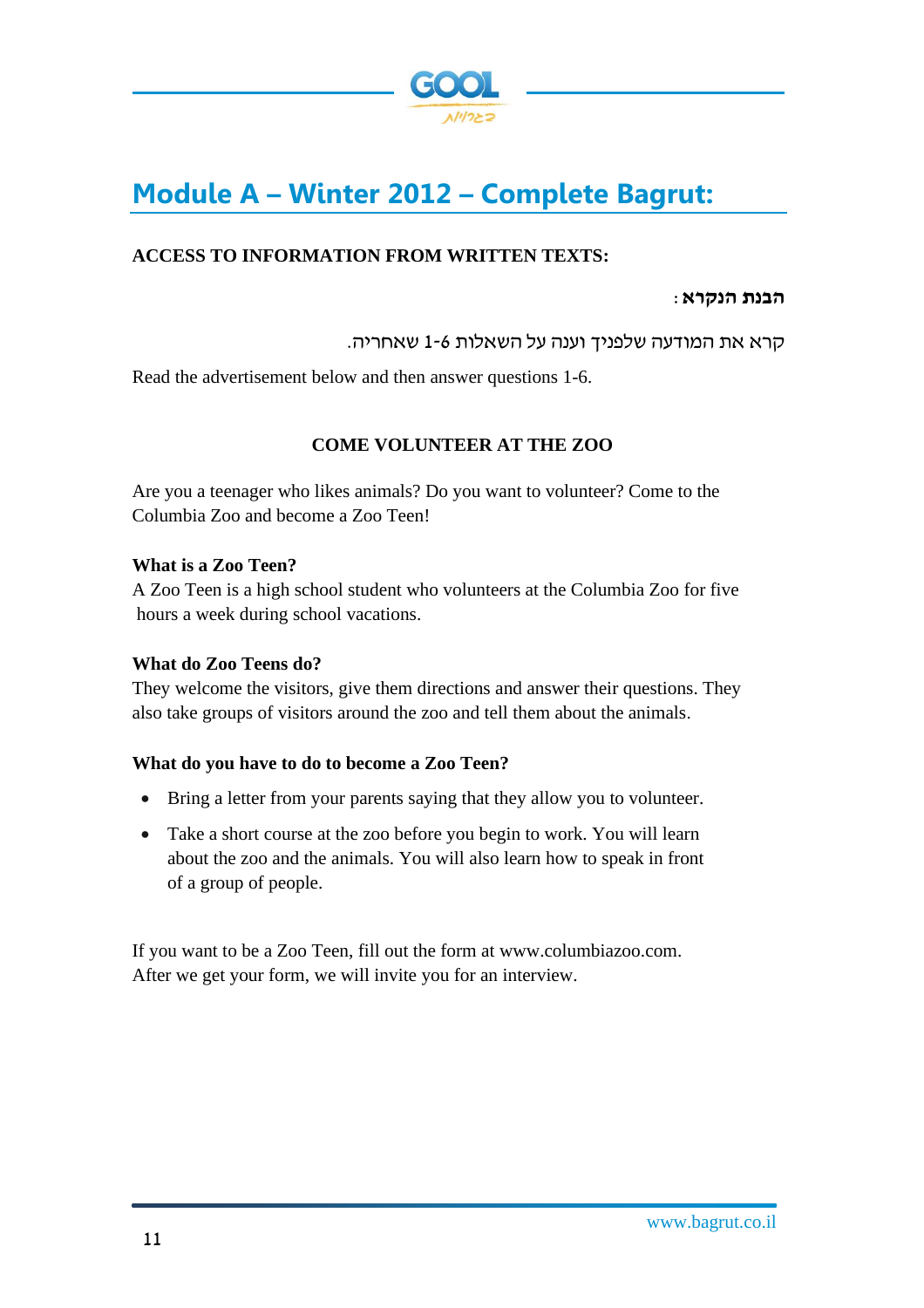# Module A – Winter 2012 – Complete Bagrut:

**ACCESS TO INFORMATION FROM WRITTEN TEXTS:**

**הבנת הנקרא:**

קרא את המודעה שלפניך וענה על השאלות 1-6 שאחריה.

Read the advertisement below and then answer questions 1-6.

**COME VOLUNTEER AT THE ZOO**

Are you a teenager who likes animals? Do you want to volunteer? Come to the Columbia Zoo and become a Zoo Teen!

**What is a Zoo Teen?**

A Zoo Teen is a high school student who volunteers at the Columbia Zoo for five hours a week during school vacations.

**What do Zoo Teens do?**

They welcome the visitors, give them directions and answer their questions. They also take groups of visitors around the zoo and tell them about the animals.

**What do you have to do to become a Zoo Teen?**

- Bring a letter from your parents saying that they allow you to volunteer.
- Take a short course at the zoo before you begin to work. You will learn about the zoo and the animals. You will also learn how to speak in front of a group of people.

If you want to be a Zoo Teen, fill out the form at www.columbiazoo.com.
After we get your form, we will invite you for an interview.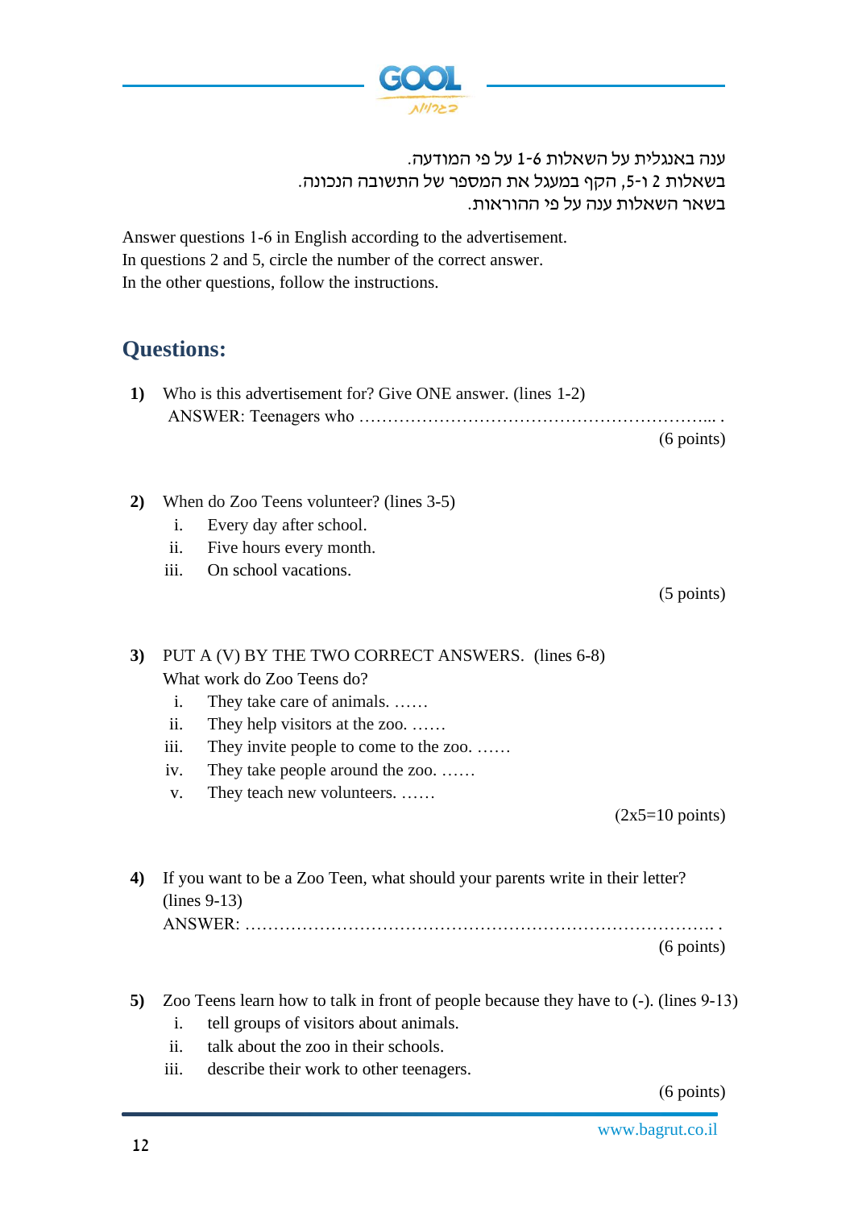ענה באנגלית על השאלות 1-6 על פי המודעה.
בשאלות 2 ו-5, הקף במעגל את המספר של התשובה הנכונה.
בשאר השאלות ענה על פי ההוראות.

Answer questions 1-6 in English according to the advertisement.
In questions 2 and 5, circle the number of the correct answer.
In the other questions, follow the instructions.

## Questions:

**1)** Who is this advertisement for? Give ONE answer. (lines 1-2)
ANSWER: Teenagers who ……………………………………………………... .
(6 points)

**2)** When do Zoo Teens volunteer? (lines 3-5)
- i. Every day after school.
- ii. Five hours every month.
- iii. On school vacations.

(5 points)

**3)** PUT A (V) BY THE TWO CORRECT ANSWERS. (lines 6-8)
What work do Zoo Teens do?
- i. They take care of animals. ……
- ii. They help visitors at the zoo. ……
- iii. They invite people to come to the zoo. ……
- iv. They take people around the zoo. ……
- v. They teach new volunteers. ……

(2x5=10 points)

**4)** If you want to be a Zoo Teen, what should your parents write in their letter? (lines 9-13)
ANSWER: ………………………………………………………………………. .
(6 points)

**5)** Zoo Teens learn how to talk in front of people because they have to (-). (lines 9-13)
- i. tell groups of visitors about animals.
- ii. talk about the zoo in their schools.
- iii. describe their work to other teenagers.

(6 points)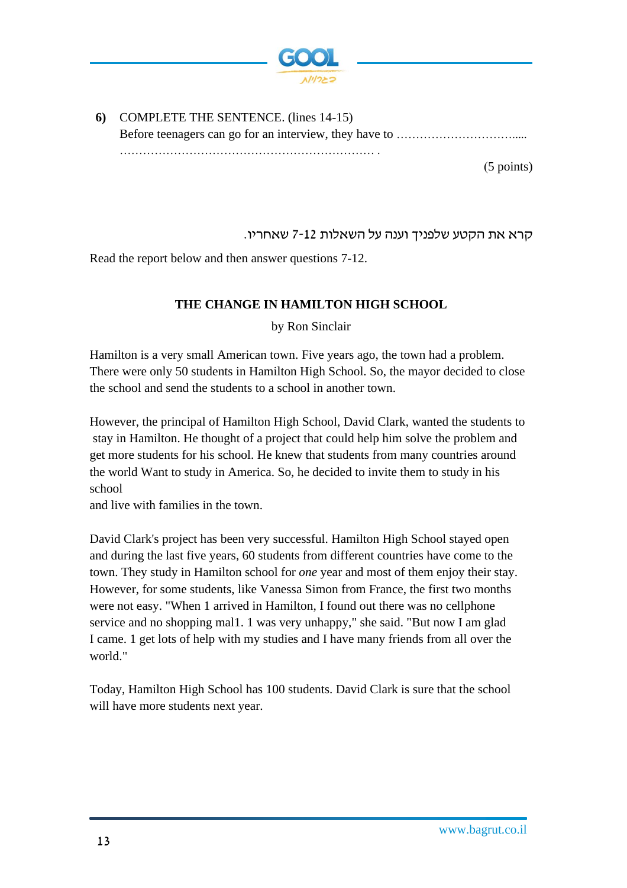**6)** COMPLETE THE SENTENCE. (lines 14-15)
Before teenagers can go for an interview, they have to …………………………....
………………………………………………………… .

(5 points)

קרא את הקטע שלפניך וענה על השאלות 7-12 שאחריו.

Read the report below and then answer questions 7-12.

**THE CHANGE IN HAMILTON HIGH SCHOOL**

by Ron Sinclair

Hamilton is a very small American town. Five years ago, the town had a problem. There were only 50 students in Hamilton High School. So, the mayor decided to close the school and send the students to a school in another town.

However, the principal of Hamilton High School, David Clark, wanted the students to stay in Hamilton. He thought of a project that could help him solve the problem and get more students for his school. He knew that students from many countries around the world Want to study in America. So, he decided to invite them to study in his school
and live with families in the town.

David Clark's project has been very successful. Hamilton High School stayed open and during the last five years, 60 students from different countries have come to the town. They study in Hamilton school for *one* year and most of them enjoy their stay. However, for some students, like Vanessa Simon from France, the first two months were not easy. "When 1 arrived in Hamilton, I found out there was no cellphone service and no shopping mal1. 1 was very unhappy," she said. "But now I am glad I came. 1 get lots of help with my studies and I have many friends from all over the world."

Today, Hamilton High School has 100 students. David Clark is sure that the school will have more students next year.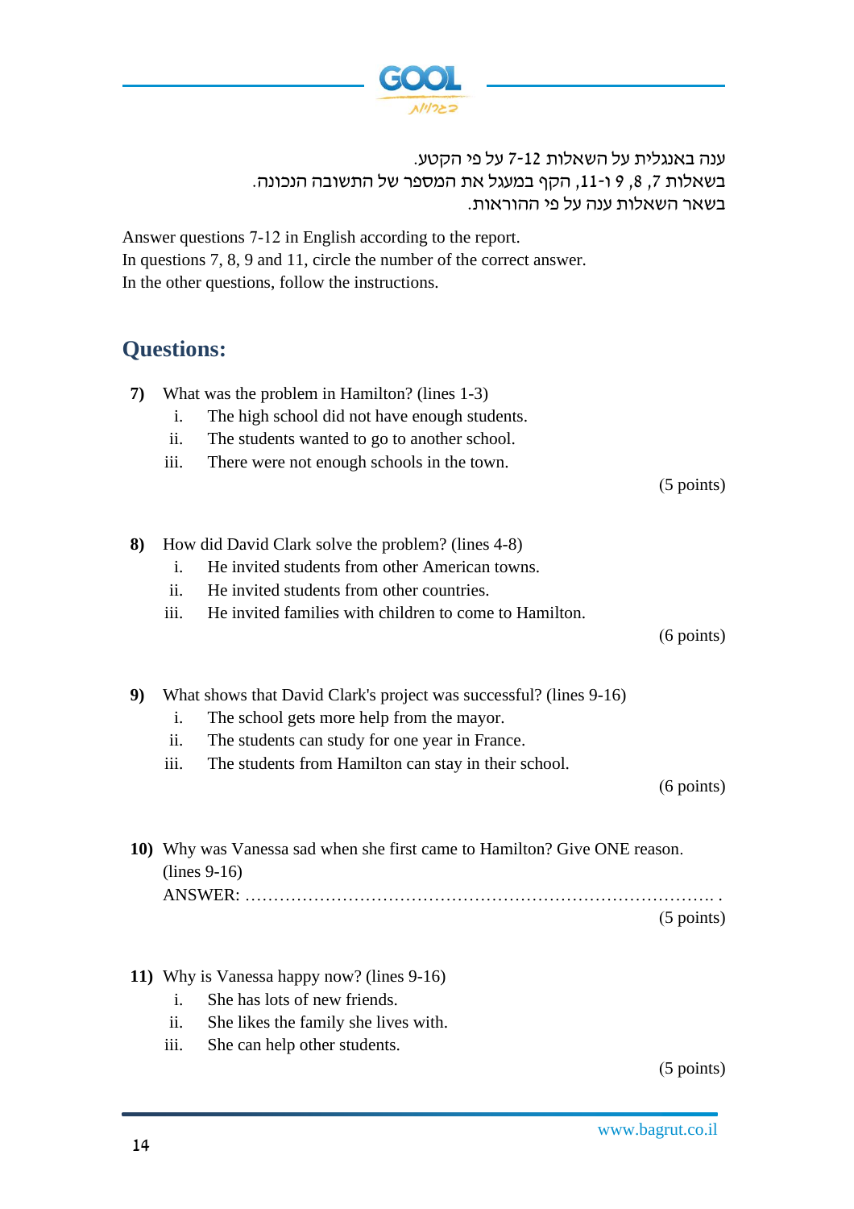ענה באנגלית על השאלות 7-12 על פי הקטע.
בשאלות 7, 8, 9 ו-11, הקף במעגל את המספר של התשובה הנכונה.
בשאר השאלות ענה על פי ההוראות.

Answer questions 7-12 in English according to the report.
In questions 7, 8, 9 and 11, circle the number of the correct answer.
In the other questions, follow the instructions.

## Questions:

**7)** What was the problem in Hamilton? (lines 1-3)

i. The high school did not have enough students.
ii. The students wanted to go to another school.
iii. There were not enough schools in the town.

(5 points)

**8)** How did David Clark solve the problem? (lines 4-8)

i. He invited students from other American towns.
ii. He invited students from other countries.
iii. He invited families with children to come to Hamilton.

(6 points)

**9)** What shows that David Clark's project was successful? (lines 9-16)

i. The school gets more help from the mayor.
ii. The students can study for one year in France.
iii. The students from Hamilton can stay in their school.

(6 points)

**10)** Why was Vanessa sad when she first came to Hamilton? Give ONE reason. (lines 9-16)

ANSWER: ……………………………………………………………………….. .

(5 points)

**11)** Why is Vanessa happy now? (lines 9-16)

i. She has lots of new friends.
ii. She likes the family she lives with.
iii. She can help other students.

(5 points)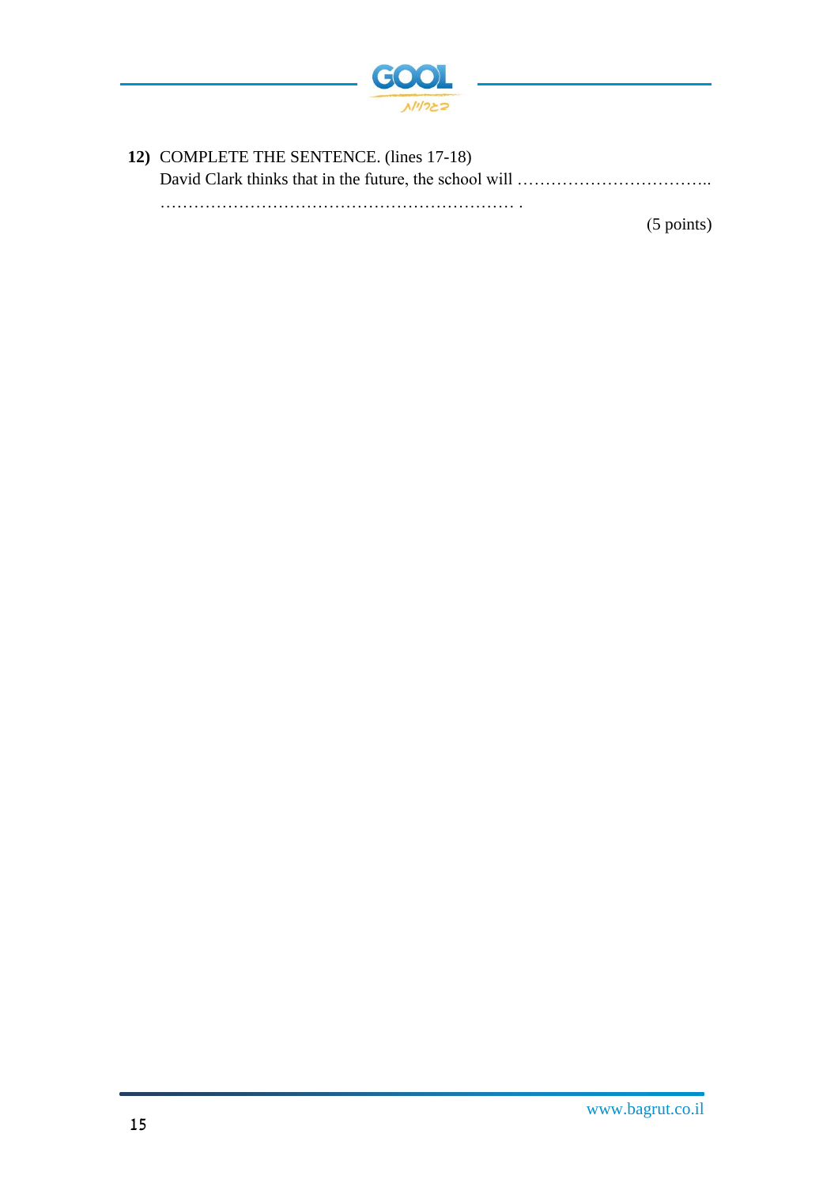**12)** COMPLETE THE SENTENCE. (lines 17-18)
David Clark thinks that in the future, the school will ……………………………..
………………………………………………………… .

(5 points)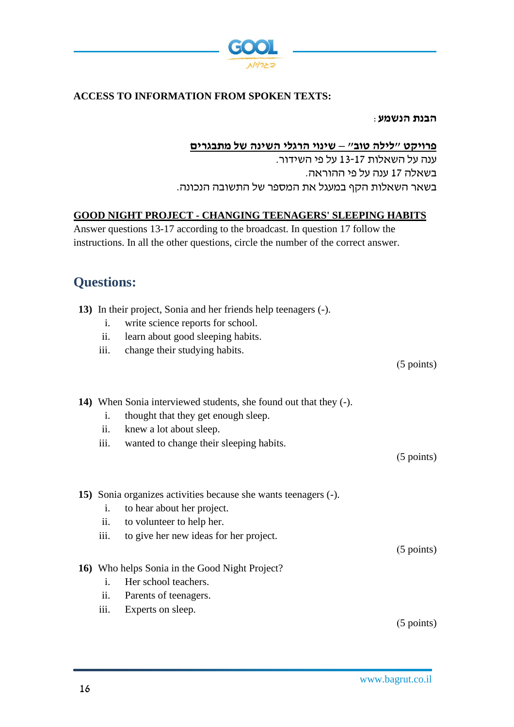**ACCESS TO INFORMATION FROM SPOKEN TEXTS:**

**הבנת הנשמע:**

**פרויקט "לילה טוב" – שינוי הרגלי השינה של מתבגרים**

ענה על השאלות 13-17 על פי השידור.

בשאלה 17 ענה על פי ההוראה.

בשאר השאלות הקף במעגל את המספר של התשובה הנכונה.

**GOOD NIGHT PROJECT - CHANGING TEENAGERS' SLEEPING HABITS**

Answer questions 13-17 according to the broadcast. In question 17 follow the instructions. In all the other questions, circle the number of the correct answer.

## Questions:

**13)** In their project, Sonia and her friends help teenagers (-).

i. write science reports for school.
ii. learn about good sleeping habits.
iii. change their studying habits.

(5 points)

**14)** When Sonia interviewed students, she found out that they (-).

i. thought that they get enough sleep.
ii. knew a lot about sleep.
iii. wanted to change their sleeping habits.

(5 points)

**15)** Sonia organizes activities because she wants teenagers (-).

i. to hear about her project.
ii. to volunteer to help her.
iii. to give her new ideas for her project.

(5 points)

**16)** Who helps Sonia in the Good Night Project?

i. Her school teachers.
ii. Parents of teenagers.
iii. Experts on sleep.

(5 points)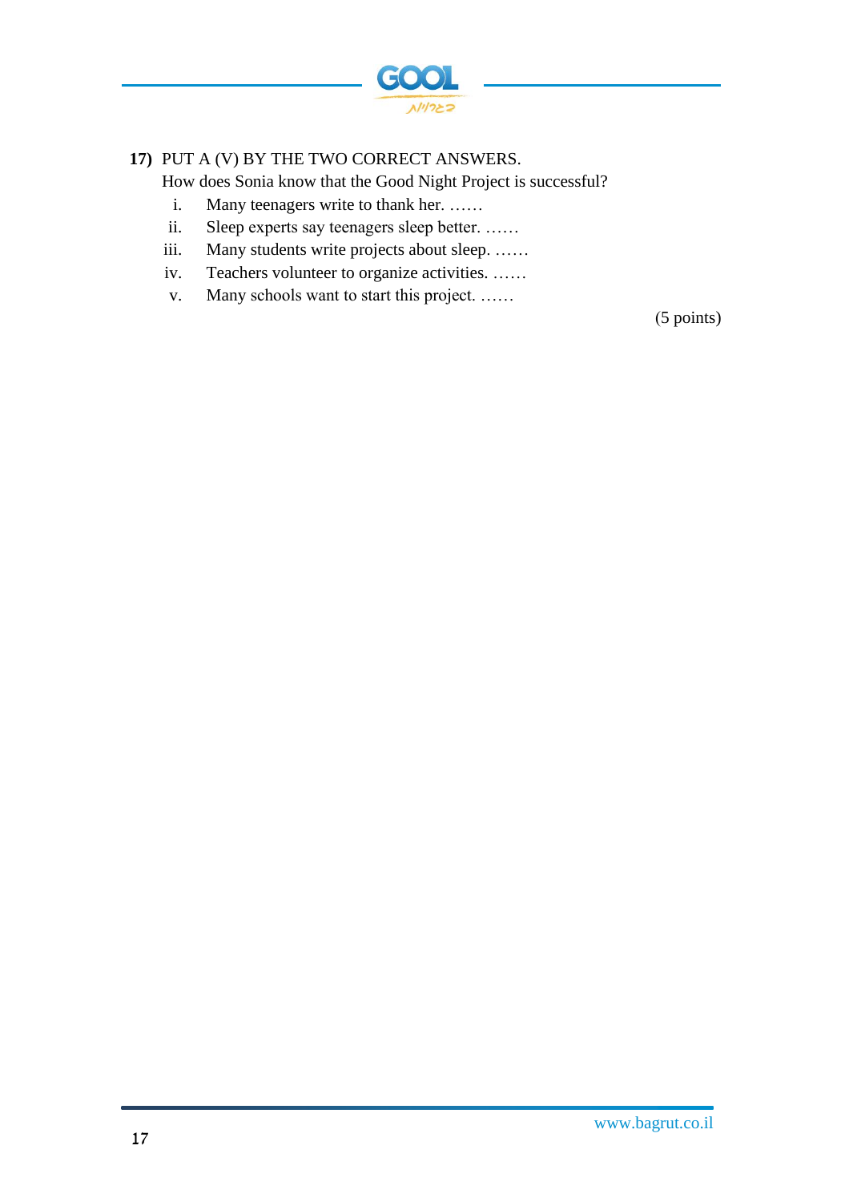**17)** PUT A (V) BY THE TWO CORRECT ANSWERS.

How does Sonia know that the Good Night Project is successful?

i. Many teenagers write to thank her. ……

ii. Sleep experts say teenagers sleep better. ……

iii. Many students write projects about sleep. ……

iv. Teachers volunteer to organize activities. ……

v. Many schools want to start this project. ……

(5 points)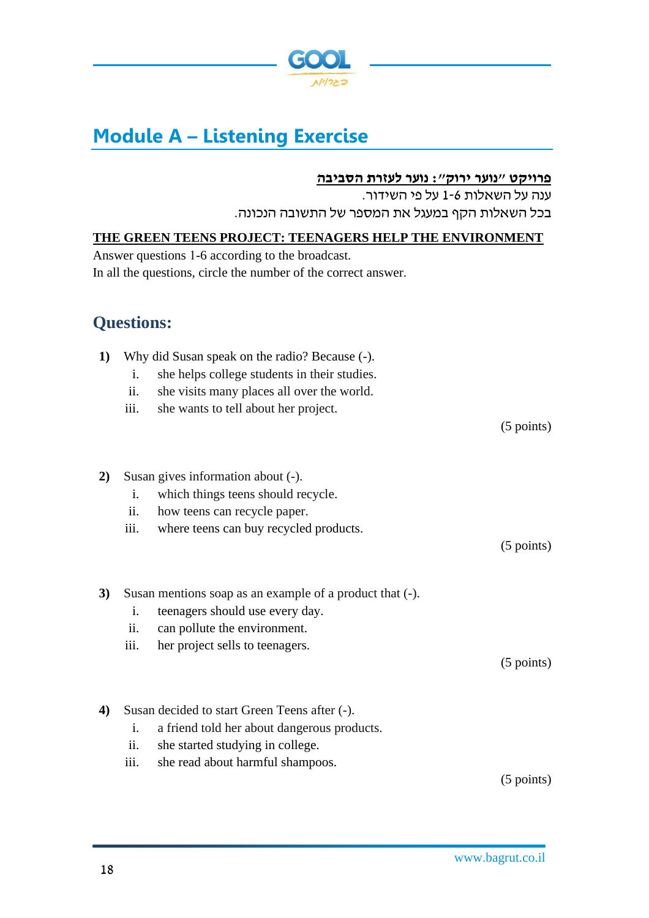# Module A – Listening Exercise

**פרויקט "נוער ירוק": נוער לעזרת הסביבה**

ענה על השאלות 1-6 על פי השידור.

בכל השאלות הקף במעגל את המספר של התשובה הנכונה.

**THE GREEN TEENS PROJECT: TEENAGERS HELP THE ENVIRONMENT**

Answer questions 1-6 according to the broadcast.

In all the questions, circle the number of the correct answer.

## Questions:

**1)** Why did Susan speak on the radio? Because (-).

i. she helps college students in their studies.
ii. she visits many places all over the world.
iii. she wants to tell about her project.

(5 points)

**2)** Susan gives information about (-).

i. which things teens should recycle.
ii. how teens can recycle paper.
iii. where teens can buy recycled products.

(5 points)

**3)** Susan mentions soap as an example of a product that (-).

i. teenagers should use every day.
ii. can pollute the environment.
iii. her project sells to teenagers.

(5 points)

**4)** Susan decided to start Green Teens after (-).

i. a friend told her about dangerous products.
ii. she started studying in college.
iii. she read about harmful shampoos.

(5 points)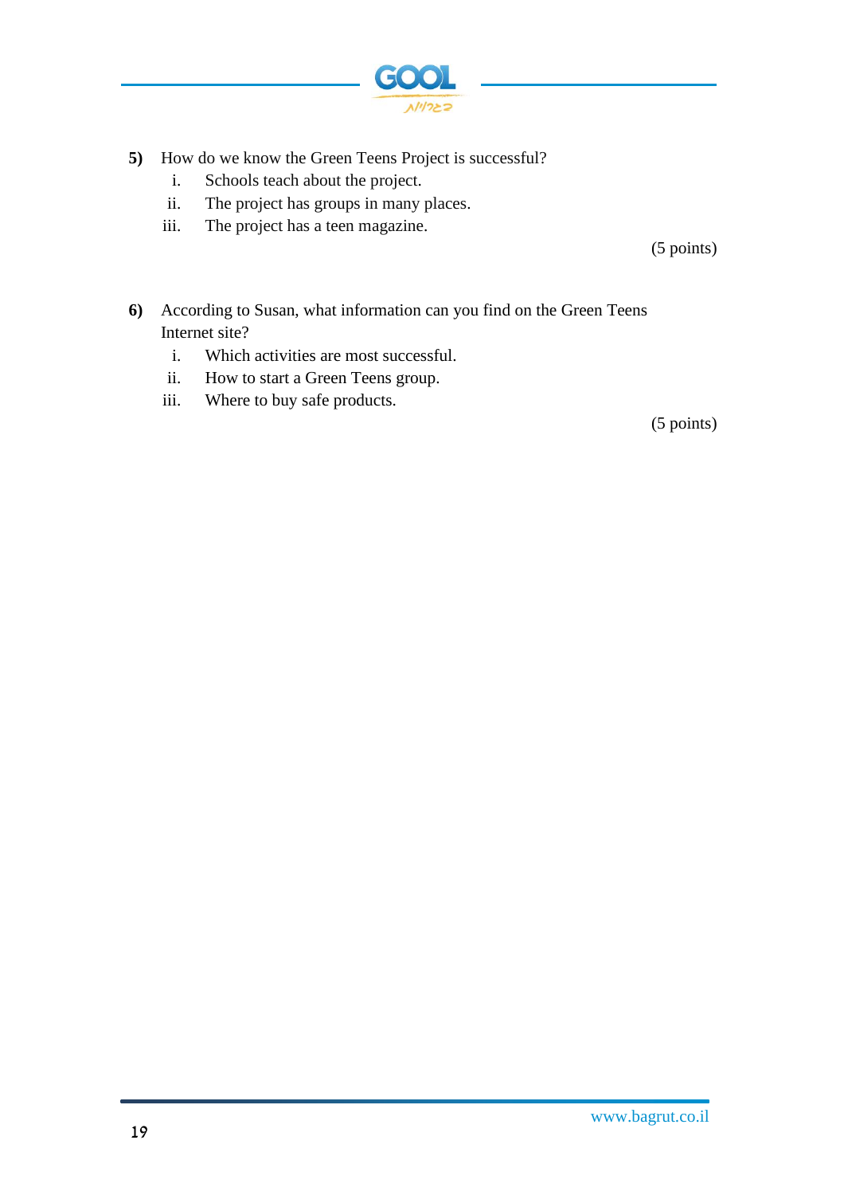**5)** How do we know the Green Teens Project is successful?

i. Schools teach about the project.
ii. The project has groups in many places.
iii. The project has a teen magazine.

(5 points)

**6)** According to Susan, what information can you find on the Green Teens Internet site?

i. Which activities are most successful.
ii. How to start a Green Teens group.
iii. Where to buy safe products.

(5 points)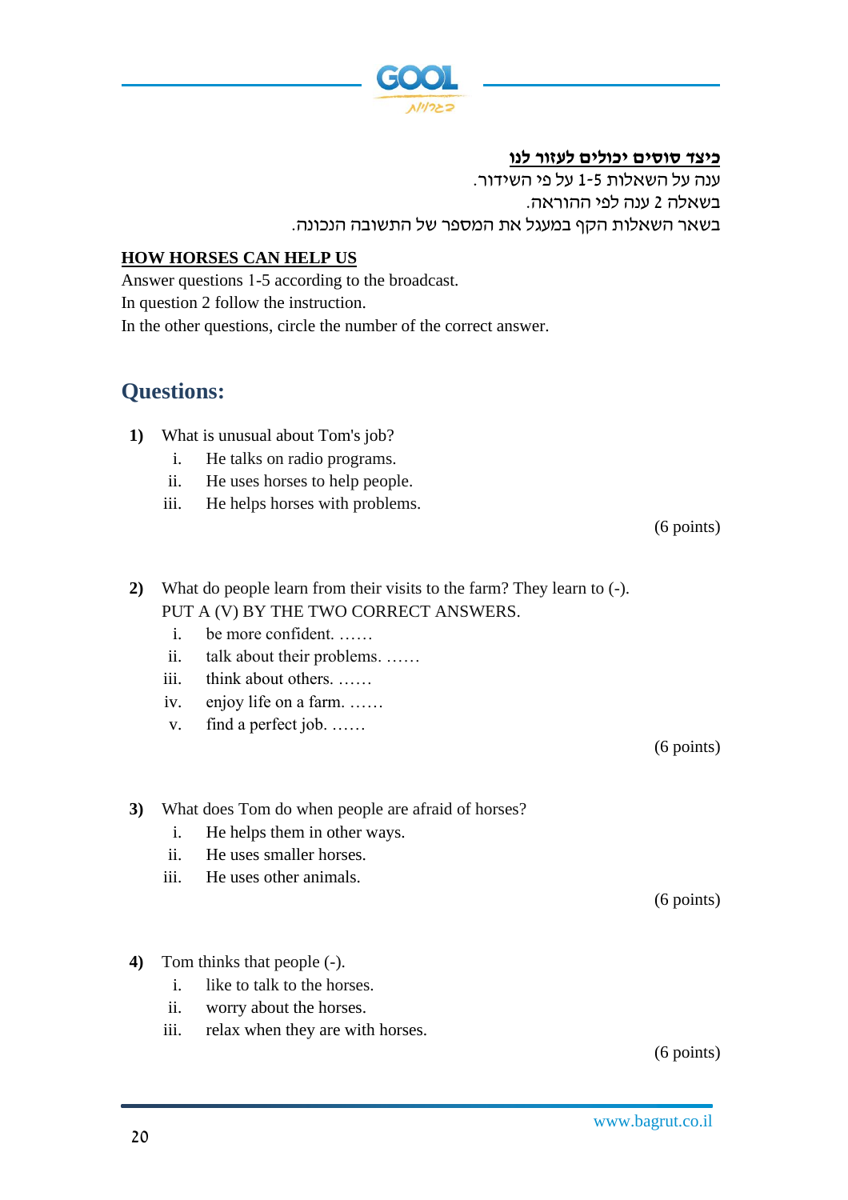**<u>כיצד סוסים יכולים לעזור לנו</u>**

ענה על השאלות 1-5 על פי השידור.

בשאלה 2 ענה לפי ההוראה.

בשאלות הקף במעגל את המספר של התשובה הנכונה.

**<u>HOW HORSES CAN HELP US</u>**

Answer questions 1-5 according to the broadcast.
In question 2 follow the instruction.
In the other questions, circle the number of the correct answer.

## Questions:

**1)** What is unusual about Tom's job?

i. He talks on radio programs.
ii. He uses horses to help people.
iii. He helps horses with problems.

(6 points)

**2)** What do people learn from their visits to the farm? They learn to (-).
PUT A (V) BY THE TWO CORRECT ANSWERS.

i. be more confident. ……
ii. talk about their problems. ……
iii. think about others. ……
iv. enjoy life on a farm. ……
v. find a perfect job. ……

(6 points)

**3)** What does Tom do when people are afraid of horses?

i. He helps them in other ways.
ii. He uses smaller horses.
iii. He uses other animals.

(6 points)

**4)** Tom thinks that people (-).

i. like to talk to the horses.
ii. worry about the horses.
iii. relax when they are with horses.

(6 points)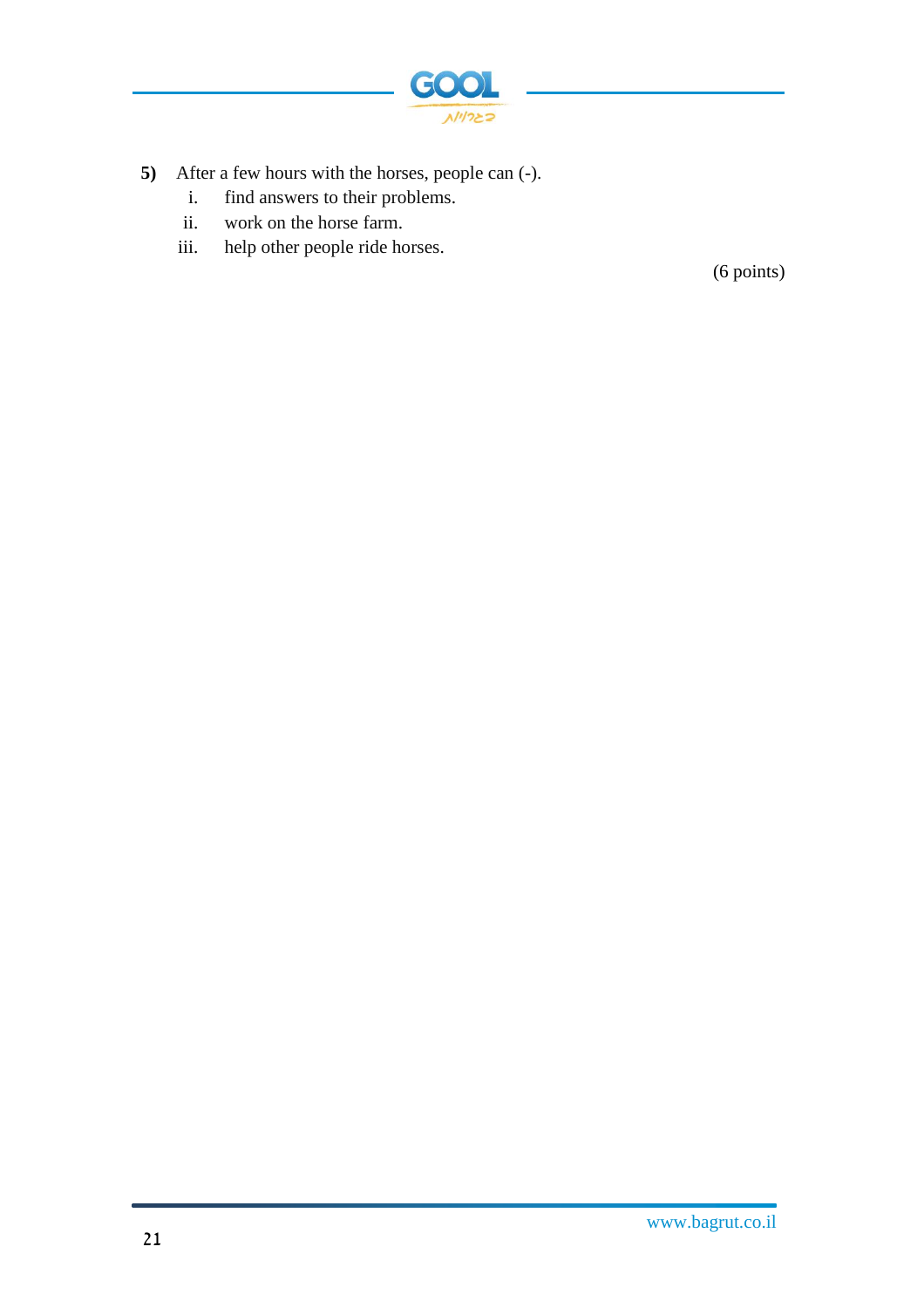**5)** After a few hours with the horses, people can (-).

i. find answers to their problems.
ii. work on the horse farm.
iii. help other people ride horses.

(6 points)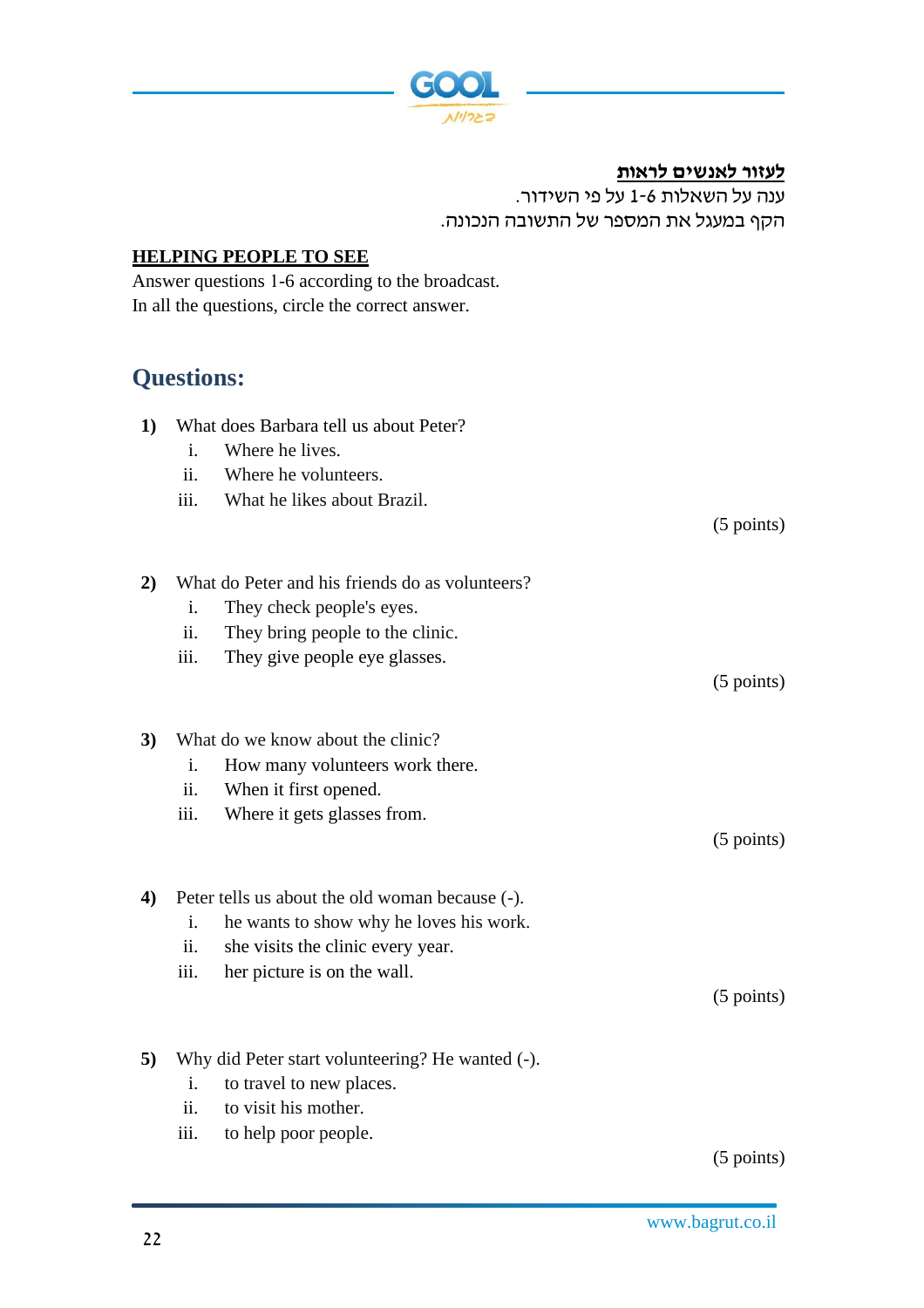**לעזור לאנשים לראות**

ענה על השאלות 1-6 על פי השידור.

הקף במעגל את המספר של התשובה הנכונה.

**HELPING PEOPLE TO SEE**

Answer questions 1-6 according to the broadcast.
In all the questions, circle the correct answer.

## Questions:

**1)** What does Barbara tell us about Peter?

i. Where he lives.
ii. Where he volunteers.
iii. What he likes about Brazil.

(5 points)

**2)** What do Peter and his friends do as volunteers?

i. They check people's eyes.
ii. They bring people to the clinic.
iii. They give people eye glasses.

(5 points)

**3)** What do we know about the clinic?

i. How many volunteers work there.
ii. When it first opened.
iii. Where it gets glasses from.

(5 points)

**4)** Peter tells us about the old woman because (-).

i. he wants to show why he loves his work.
ii. she visits the clinic every year.
iii. her picture is on the wall.

(5 points)

**5)** Why did Peter start volunteering? He wanted (-).

i. to travel to new places.
ii. to visit his mother.
iii. to help poor people.

(5 points)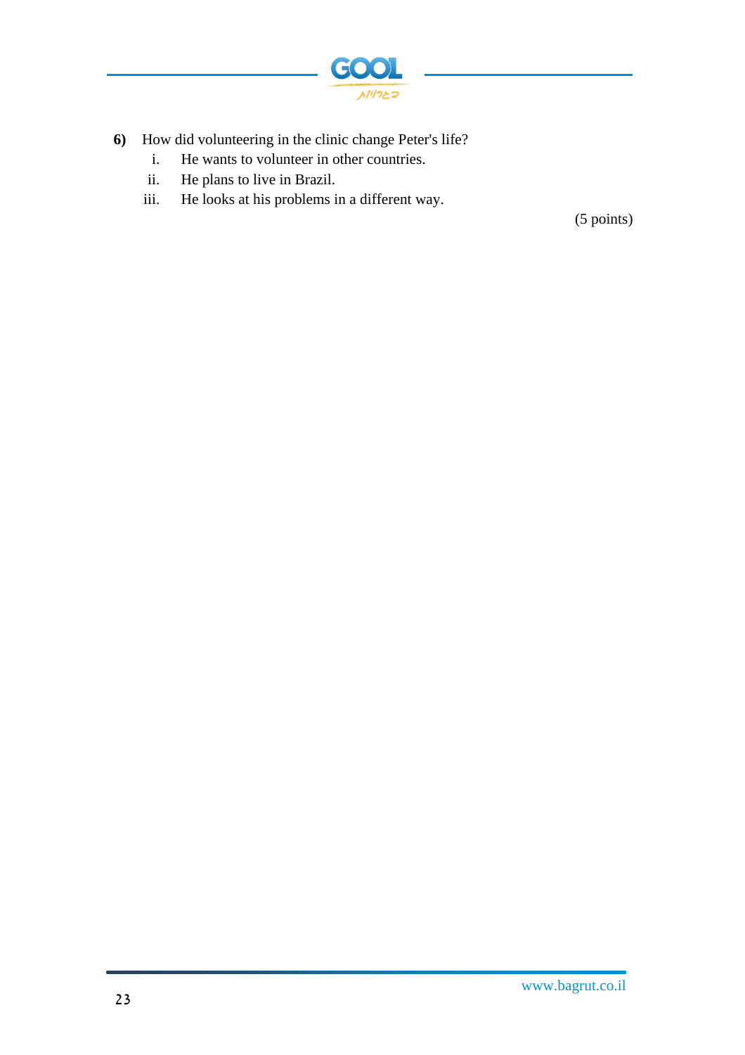**6)** How did volunteering in the clinic change Peter's life?

i. He wants to volunteer in other countries.
ii. He plans to live in Brazil.
iii. He looks at his problems in a different way.

(5 points)